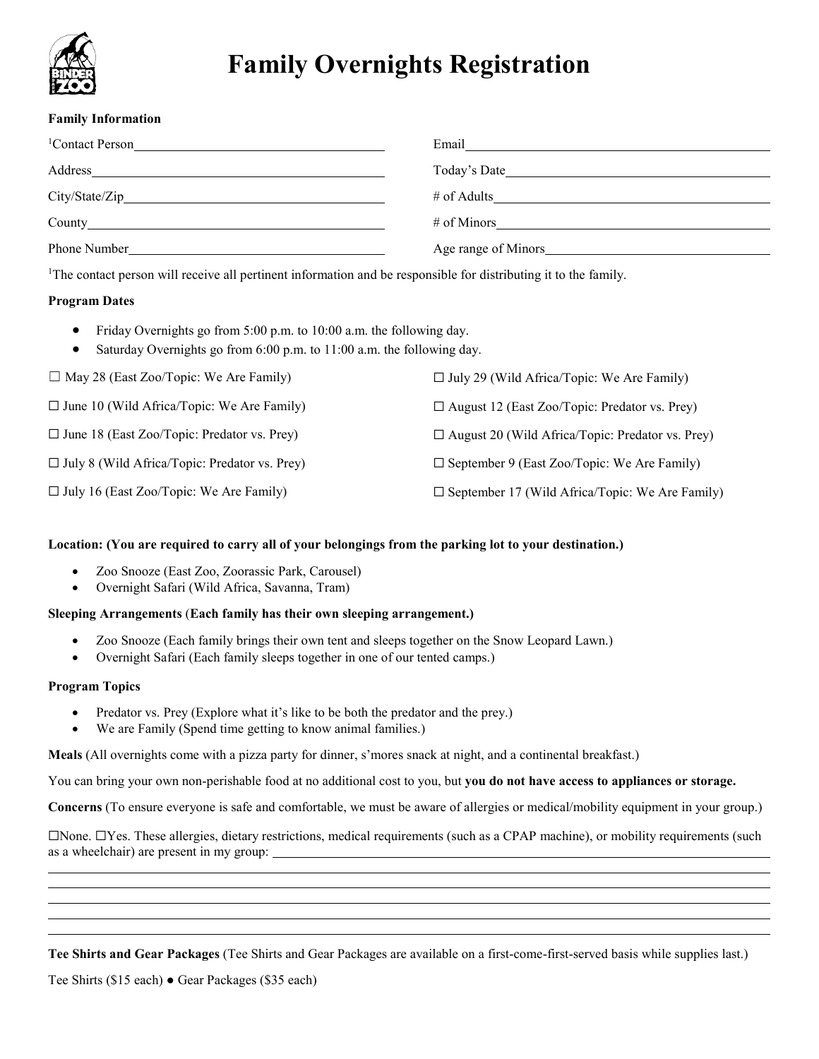# Family Overnights Registration

**Family Information**

Contact Person[1] \_\_\_\_\_\_\_\_\_\_\_\_\_\_\_\_\_\_\_\_

Email \_\_\_\_\_\_\_\_\_\_\_\_\_\_\_\_\_\_\_\_

Address \_\_\_\_\_\_\_\_\_\_\_\_\_\_\_\_\_\_\_\_

Today's Date \_\_\_\_\_\_\_\_\_\_\_\_\_\_\_\_\_\_\_\_

City/State/Zip \_\_\_\_\_\_\_\_\_\_\_\_\_\_\_\_\_\_\_\_

# of Adults \_\_\_\_\_\_\_\_\_\_\_\_\_\_\_\_\_\_\_\_

County \_\_\_\_\_\_\_\_\_\_\_\_\_\_\_\_\_\_\_\_

# of Minors \_\_\_\_\_\_\_\_\_\_\_\_\_\_\_\_\_\_\_\_

Phone Number \_\_\_\_\_\_\_\_\_\_\_\_\_\_\_\_\_\_\_\_

Age range of Minors \_\_\_\_\_\_\_\_\_\_\_\_\_\_\_\_\_\_\_\_

[1]The contact person will receive all pertinent information and be responsible for distributing it to the family.

**Program Dates**

- Friday Overnights go from 5:00 p.m. to 10:00 a.m. the following day.
- Saturday Overnights go from 6:00 p.m. to 11:00 a.m. the following day.

☐ May 28 (East Zoo/Topic: We Are Family)

☐ June 10 (Wild Africa/Topic: We Are Family)

☐ June 18 (East Zoo/Topic: Predator vs. Prey)

☐ July 8 (Wild Africa/Topic: Predator vs. Prey)

☐ July 16 (East Zoo/Topic: We Are Family)

☐ July 29 (Wild Africa/Topic: We Are Family)

☐ August 12 (East Zoo/Topic: Predator vs. Prey)

☐ August 20 (Wild Africa/Topic: Predator vs. Prey)

☐ September 9 (East Zoo/Topic: We Are Family)

☐ September 17 (Wild Africa/Topic: We Are Family)

**Location: (You are required to carry all of your belongings from the parking lot to your destination.)**

- Zoo Snooze (East Zoo, Zoorassic Park, Carousel)
- Overnight Safari (Wild Africa, Savanna, Tram)

**Sleeping Arrangements (Each family has their own sleeping arrangement.)**

- Zoo Snooze (Each family brings their own tent and sleeps together on the Snow Leopard Lawn.)
- Overnight Safari (Each family sleeps together in one of our tented camps.)

**Program Topics**

- Predator vs. Prey (Explore what it's like to be both the predator and the prey.)
- We are Family (Spend time getting to know animal families.)

**Meals** (All overnights come with a pizza party for dinner, s'mores snack at night, and a continental breakfast.)

You can bring your own non-perishable food at no additional cost to you, but **you do not have access to appliances or storage.**

**Concerns** (To ensure everyone is safe and comfortable, we must be aware of allergies or medical/mobility equipment in your group.)

☐None. ☐Yes. These allergies, dietary restrictions, medical requirements (such as a CPAP machine), or mobility requirements (such as a wheelchair) are present in my group: \_\_\_\_\_\_\_\_\_\_\_\_\_\_\_\_\_\_\_\_

**Tee Shirts and Gear Packages** (Tee Shirts and Gear Packages are available on a first-come-first-served basis while supplies last.)

Tee Shirts ($15 each) ● Gear Packages ($35 each)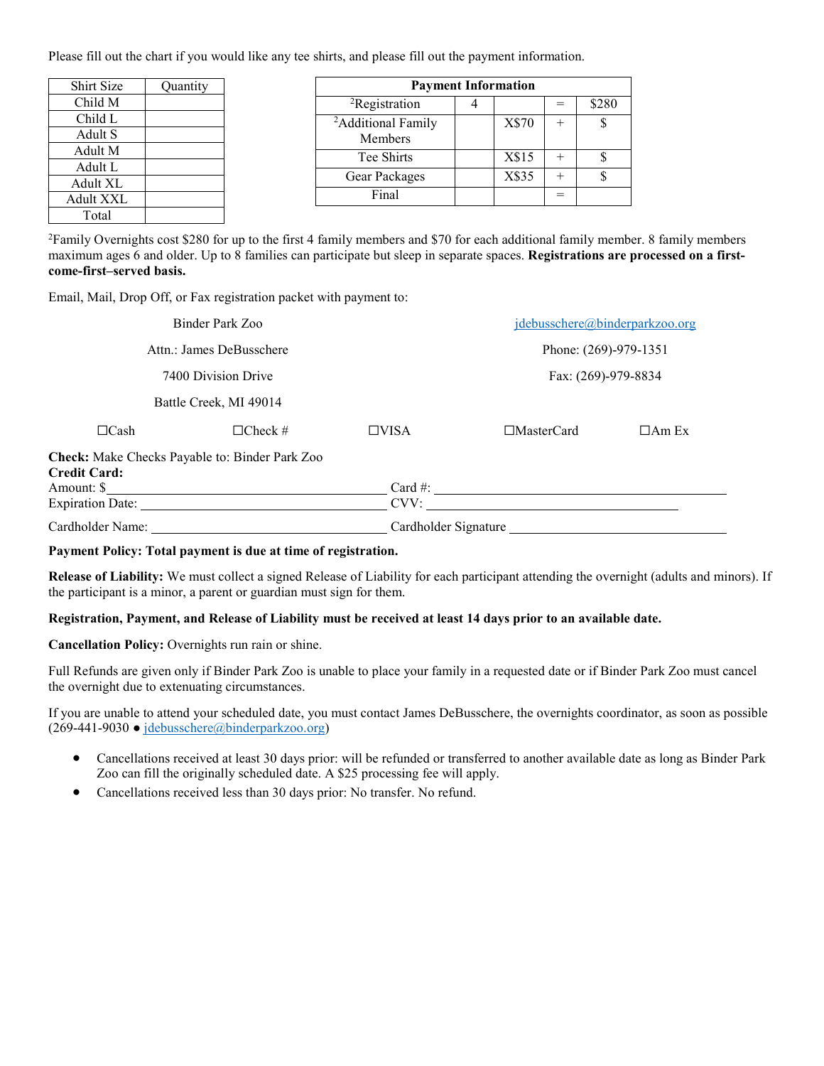Please fill out the chart if you would like any tee shirts, and please fill out the payment information.

| Shirt Size | Quantity |
|---|---|
| Child M | |
| Child L | |
| Adult S | |
| Adult M | |
| Adult L | |
| Adult XL | |
| Adult XXL | |
| Total | |

| Payment Information | | | | |
|---|---|---|---|---|
| [2]Registration | 4 | | = | $280 |
| [2]Additional Family Members | | X$70 | + | $ |
| Tee Shirts | | X$15 | + | $ |
| Gear Packages | | X$35 | + | $ |
| Final | | | = | |

[2]Family Overnights cost $280 for up to the first 4 family members and $70 for each additional family member. 8 family members maximum ages 6 and older. Up to 8 families can participate but sleep in separate spaces. **Registrations are processed on a first-come-first–served basis.**

Email, Mail, Drop Off, or Fax registration packet with payment to:

Binder Park Zoo
Attn.: James DeBusschere
7400 Division Drive
Battle Creek, MI 49014

jdebusschere@binderparkzoo.org
Phone: (269)-979-1351
Fax: (269)-979-8834

☐Cash ☐Check # ☐VISA ☐MasterCard ☐Am Ex

**Check:** Make Checks Payable to: Binder Park Zoo
**Credit Card:**
Amount: $\_\_\_\_\_\_\_\_\_\_\_\_\_\_\_\_\_\_\_\_ Card #: \_\_\_\_\_\_\_\_\_\_\_\_\_\_\_\_\_\_\_\_
Expiration Date: \_\_\_\_\_\_\_\_\_\_\_\_\_\_\_\_\_\_\_\_ CVV: \_\_\_\_\_\_\_\_\_\_\_\_\_\_\_\_\_\_\_\_

Cardholder Name: \_\_\_\_\_\_\_\_\_\_\_\_\_\_\_\_\_\_\_\_ Cardholder Signature \_\_\_\_\_\_\_\_\_\_\_\_\_\_\_\_\_\_\_\_

**Payment Policy: Total payment is due at time of registration.**

**Release of Liability:** We must collect a signed Release of Liability for each participant attending the overnight (adults and minors). If the participant is a minor, a parent or guardian must sign for them.

**Registration, Payment, and Release of Liability must be received at least 14 days prior to an available date.**

**Cancellation Policy:** Overnights run rain or shine.

Full Refunds are given only if Binder Park Zoo is unable to place your family in a requested date or if Binder Park Zoo must cancel the overnight due to extenuating circumstances.

If you are unable to attend your scheduled date, you must contact James DeBusschere, the overnights coordinator, as soon as possible (269-441-9030 ● jdebusschere@binderparkzoo.org)

- Cancellations received at least 30 days prior: will be refunded or transferred to another available date as long as Binder Park Zoo can fill the originally scheduled date. A $25 processing fee will apply.
- Cancellations received less than 30 days prior: No transfer. No refund.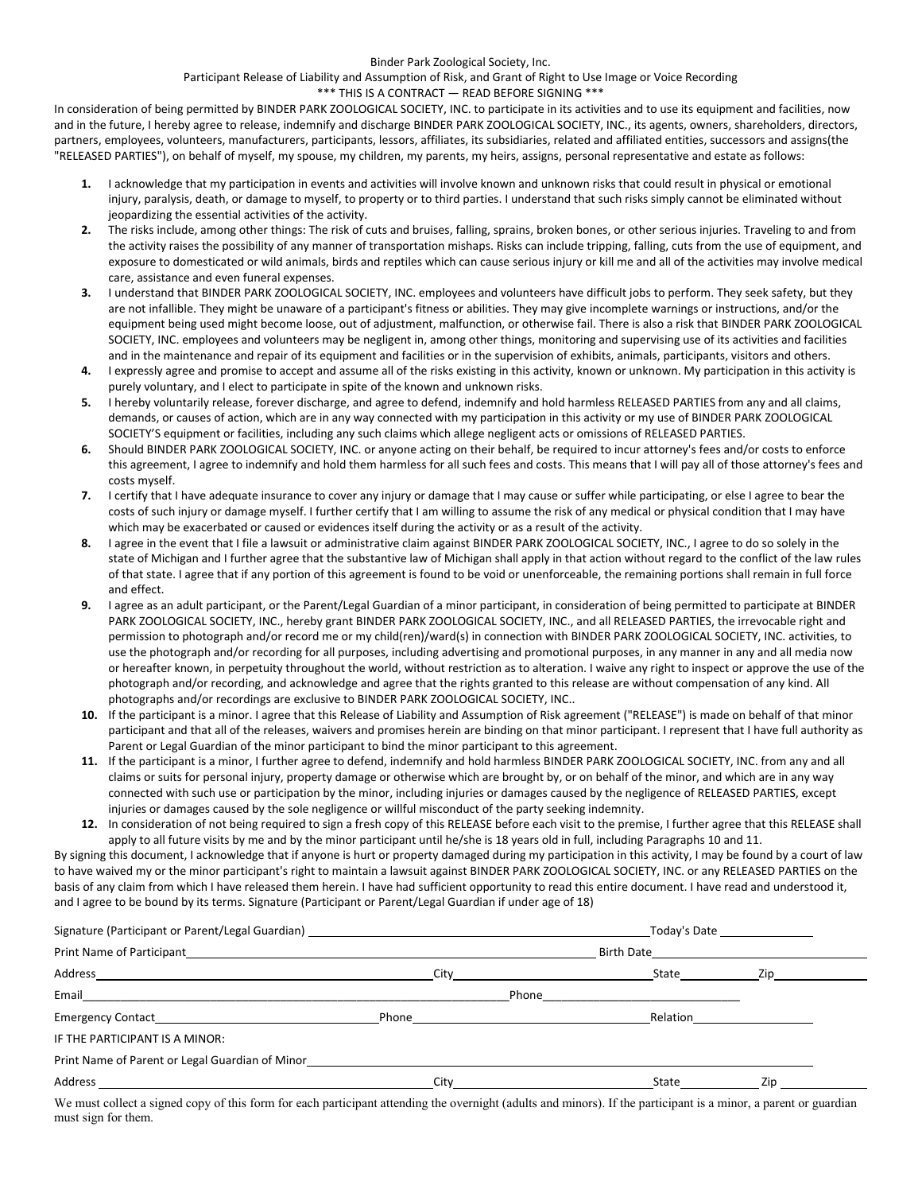Binder Park Zoological Society, Inc.

Participant Release of Liability and Assumption of Risk, and Grant of Right to Use Image or Voice Recording

*** THIS IS A CONTRACT — READ BEFORE SIGNING ***

In consideration of being permitted by BINDER PARK ZOOLOGICAL SOCIETY, INC. to participate in its activities and to use its equipment and facilities, now and in the future, I hereby agree to release, indemnify and discharge BINDER PARK ZOOLOGICAL SOCIETY, INC., its agents, owners, shareholders, directors, partners, employees, volunteers, manufacturers, participants, lessors, affiliates, its subsidiaries, related and affiliated entities, successors and assigns(the "RELEASED PARTIES"), on behalf of myself, my spouse, my children, my parents, my heirs, assigns, personal representative and estate as follows:

1. I acknowledge that my participation in events and activities will involve known and unknown risks that could result in physical or emotional injury, paralysis, death, or damage to myself, to property or to third parties. I understand that such risks simply cannot be eliminated without jeopardizing the essential activities of the activity.
2. The risks include, among other things: The risk of cuts and bruises, falling, sprains, broken bones, or other serious injuries. Traveling to and from the activity raises the possibility of any manner of transportation mishaps. Risks can include tripping, falling, cuts from the use of equipment, and exposure to domesticated or wild animals, birds and reptiles which can cause serious injury or kill me and all of the activities may involve medical care, assistance and even funeral expenses.
3. I understand that BINDER PARK ZOOLOGICAL SOCIETY, INC. employees and volunteers have difficult jobs to perform. They seek safety, but they are not infallible. They might be unaware of a participant's fitness or abilities. They may give incomplete warnings or instructions, and/or the equipment being used might become loose, out of adjustment, malfunction, or otherwise fail. There is also a risk that BINDER PARK ZOOLOGICAL SOCIETY, INC. employees and volunteers may be negligent in, among other things, monitoring and supervising use of its activities and facilities and in the maintenance and repair of its equipment and facilities or in the supervision of exhibits, animals, participants, visitors and others.
4. I expressly agree and promise to accept and assume all of the risks existing in this activity, known or unknown. My participation in this activity is purely voluntary, and I elect to participate in spite of the known and unknown risks.
5. I hereby voluntarily release, forever discharge, and agree to defend, indemnify and hold harmless RELEASED PARTIES from any and all claims, demands, or causes of action, which are in any way connected with my participation in this activity or my use of BINDER PARK ZOOLOGICAL SOCIETY'S equipment or facilities, including any such claims which allege negligent acts or omissions of RELEASED PARTIES.
6. Should BINDER PARK ZOOLOGICAL SOCIETY, INC. or anyone acting on their behalf, be required to incur attorney's fees and/or costs to enforce this agreement, I agree to indemnify and hold them harmless for all such fees and costs. This means that I will pay all of those attorney's fees and costs myself.
7. I certify that I have adequate insurance to cover any injury or damage that I may cause or suffer while participating, or else I agree to bear the costs of such injury or damage myself. I further certify that I am willing to assume the risk of any medical or physical condition that I may have which may be exacerbated or caused or evidences itself during the activity or as a result of the activity.
8. I agree in the event that I file a lawsuit or administrative claim against BINDER PARK ZOOLOGICAL SOCIETY, INC., I agree to do so solely in the state of Michigan and I further agree that the substantive law of Michigan shall apply in that action without regard to the conflict of the law rules of that state. I agree that if any portion of this agreement is found to be void or unenforceable, the remaining portions shall remain in full force and effect.
9. I agree as an adult participant, or the Parent/Legal Guardian of a minor participant, in consideration of being permitted to participate at BINDER PARK ZOOLOGICAL SOCIETY, INC., hereby grant BINDER PARK ZOOLOGICAL SOCIETY, INC., and all RELEASED PARTIES, the irrevocable right and permission to photograph and/or record me or my child(ren)/ward(s) in connection with BINDER PARK ZOOLOGICAL SOCIETY, INC. activities, to use the photograph and/or recording for all purposes, including advertising and promotional purposes, in any manner in any and all media now or hereafter known, in perpetuity throughout the world, without restriction as to alteration. I waive any right to inspect or approve the use of the photograph and/or recording, and acknowledge and agree that the rights granted to this release are without compensation of any kind. All photographs and/or recordings are exclusive to BINDER PARK ZOOLOGICAL SOCIETY, INC..
10. If the participant is a minor. I agree that this Release of Liability and Assumption of Risk agreement ("RELEASE") is made on behalf of that minor participant and that all of the releases, waivers and promises herein are binding on that minor participant. I represent that I have full authority as Parent or Legal Guardian of the minor participant to bind the minor participant to this agreement.
11. If the participant is a minor, I further agree to defend, indemnify and hold harmless BINDER PARK ZOOLOGICAL SOCIETY, INC. from any and all claims or suits for personal injury, property damage or otherwise which are brought by, or on behalf of the minor, and which are in any way connected with such use or participation by the minor, including injuries or damages caused by the negligence of RELEASED PARTIES, except injuries or damages caused by the sole negligence or willful misconduct of the party seeking indemnity.
12. In consideration of not being required to sign a fresh copy of this RELEASE before each visit to the premise, I further agree that this RELEASE shall apply to all future visits by me and by the minor participant until he/she is 18 years old in full, including Paragraphs 10 and 11.

By signing this document, I acknowledge that if anyone is hurt or property damaged during my participation in this activity, I may be found by a court of law to have waived my or the minor participant's right to maintain a lawsuit against BINDER PARK ZOOLOGICAL SOCIETY, INC. or any RELEASED PARTIES on the basis of any claim from which I have released them herein. I have had sufficient opportunity to read this entire document. I have read and understood it, and I agree to be bound by its terms. Signature (Participant or Parent/Legal Guardian if under age of 18)

Signature (Participant or Parent/Legal Guardian) ______________________________ Today's Date ____________

Print Name of Participant ______________________________ Birth Date ____________

Address ______________________ City ______________ State ________ Zip ________

Email ______________________________ Phone ______________________

Emergency Contact ______________________ Phone ______________________ Relation ______________

IF THE PARTICIPANT IS A MINOR:

Print Name of Parent or Legal Guardian of Minor ______________________________

Address ______________________ City ______________ State ________ Zip ________

We must collect a signed copy of this form for each participant attending the overnight (adults and minors). If the participant is a minor, a parent or guardian must sign for them.